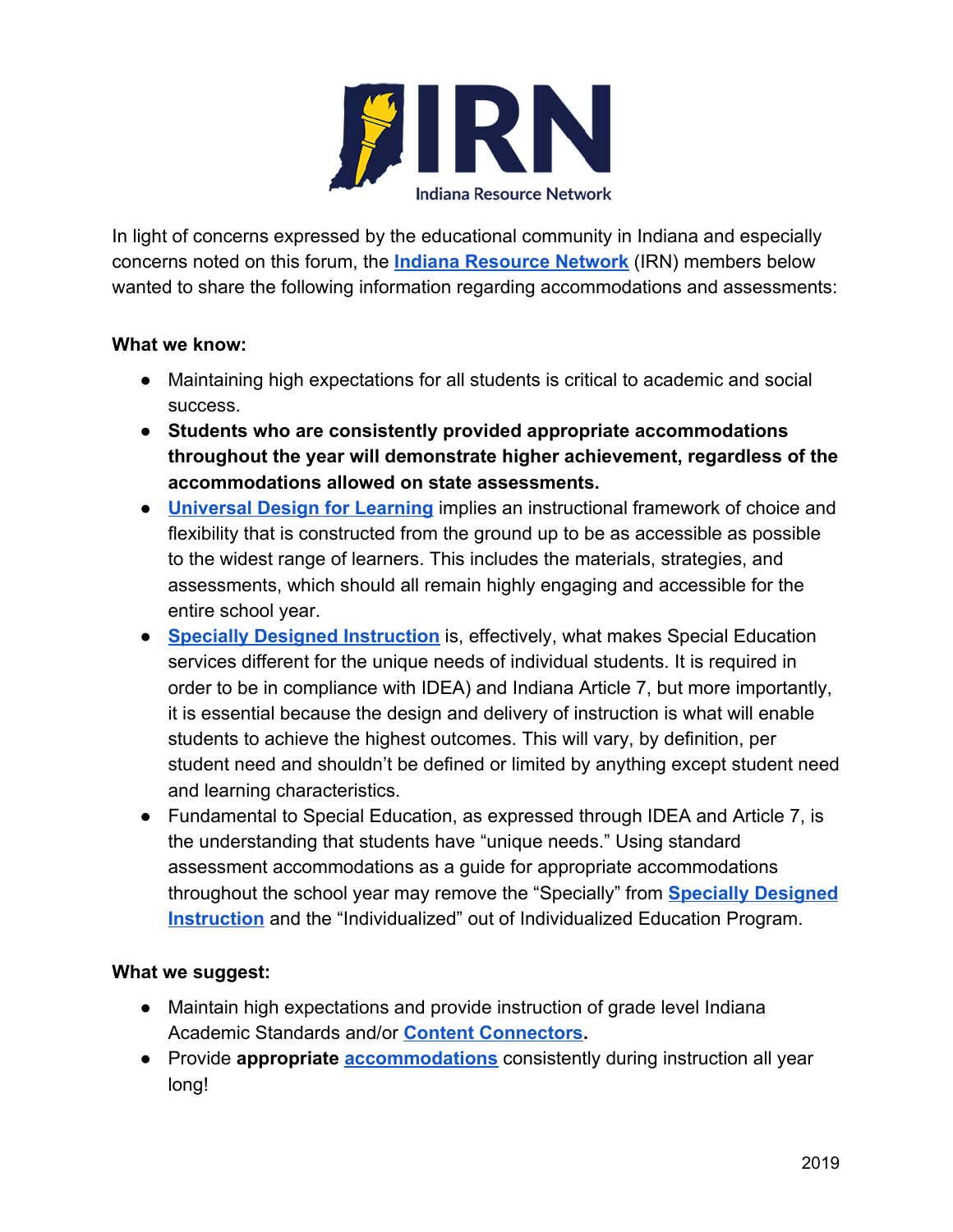IRN

Indiana Resource Network

In light of concerns expressed by the educational community in Indiana and especially concerns noted on this forum, the **Indiana Resource Network** (IRN) members below wanted to share the following information regarding accommodations and assessments:

**What we know:**

- Maintaining high expectations for all students is critical to academic and social success.
- **Students who are consistently provided appropriate accommodations throughout the year will demonstrate higher achievement, regardless of the accommodations allowed on state assessments.**
- **Universal Design for Learning** implies an instructional framework of choice and flexibility that is constructed from the ground up to be as accessible as possible to the widest range of learners. This includes the materials, strategies, and assessments, which should all remain highly engaging and accessible for the entire school year.
- **Specially Designed Instruction** is, effectively, what makes Special Education services different for the unique needs of individual students. It is required in order to be in compliance with IDEA) and Indiana Article 7, but more importantly, it is essential because the design and delivery of instruction is what will enable students to achieve the highest outcomes. This will vary, by definition, per student need and shouldn't be defined or limited by anything except student need and learning characteristics.
- Fundamental to Special Education, as expressed through IDEA and Article 7, is the understanding that students have "unique needs." Using standard assessment accommodations as a guide for appropriate accommodations throughout the school year may remove the "Specially" from **Specially Designed Instruction** and the "Individualized" out of Individualized Education Program.

**What we suggest:**

- Maintain high expectations and provide instruction of grade level Indiana Academic Standards and/or **Content Connectors.**
- Provide **appropriate** **accommodations** consistently during instruction all year long!

2019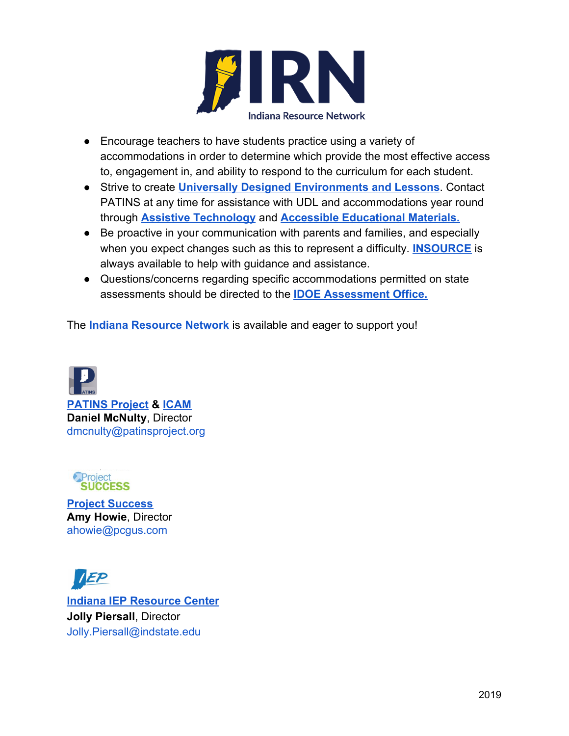- Encourage teachers to have students practice using a variety of accommodations in order to determine which provide the most effective access to, engagement in, and ability to respond to the curriculum for each student.
- Strive to create **Universally Designed Environments and Lessons**. Contact PATINS at any time for assistance with UDL and accommodations year round through **Assistive Technology** and **Accessible Educational Materials.**
- Be proactive in your communication with parents and families, and especially when you expect changes such as this to represent a difficulty. **INSOURCE** is always available to help with guidance and assistance.
- Questions/concerns regarding specific accommodations permitted on state assessments should be directed to the **IDOE Assessment Office.**

The **Indiana Resource Network** is available and eager to support you!

**PATINS Project** & **ICAM**
**Daniel McNulty**, Director
dmcnulty@patinsproject.org

**Project Success**
**Amy Howie**, Director
ahowie@pcgus.com

**Indiana IEP Resource Center**
**Jolly Piersall**, Director
Jolly.Piersall@indstate.edu

2019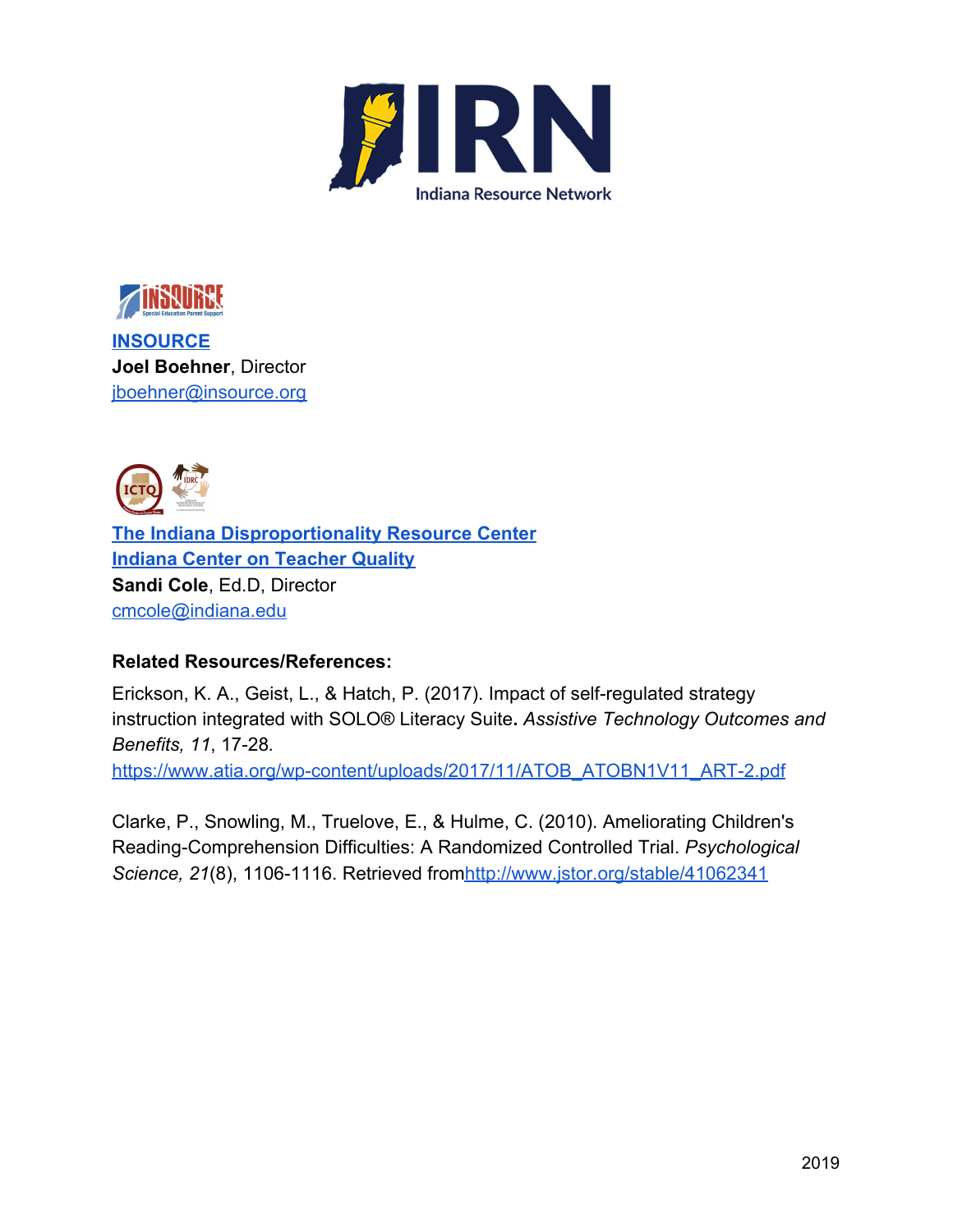Indiana Resource Network

[INSOURCE](#)
**Joel Boehner**, Director
jboehner@insource.org

[The Indiana Disproportionality Resource Center](#)
[Indiana Center on Teacher Quality](#)
**Sandi Cole**, Ed.D, Director
cmcole@indiana.edu

**Related Resources/References:**

Erickson, K. A., Geist, L., & Hatch, P. (2017). Impact of self-regulated strategy instruction integrated with SOLO® Literacy Suite**.** *Assistive Technology Outcomes and Benefits, 11*, 17-28. https://www.atia.org/wp-content/uploads/2017/11/ATOB_ATOBN1V11_ART-2.pdf

Clarke, P., Snowling, M., Truelove, E., & Hulme, C. (2010). Ameliorating Children's Reading-Comprehension Difficulties: A Randomized Controlled Trial. *Psychological Science, 21*(8), 1106-1116. Retrieved fromhttp://www.jstor.org/stable/41062341

2019